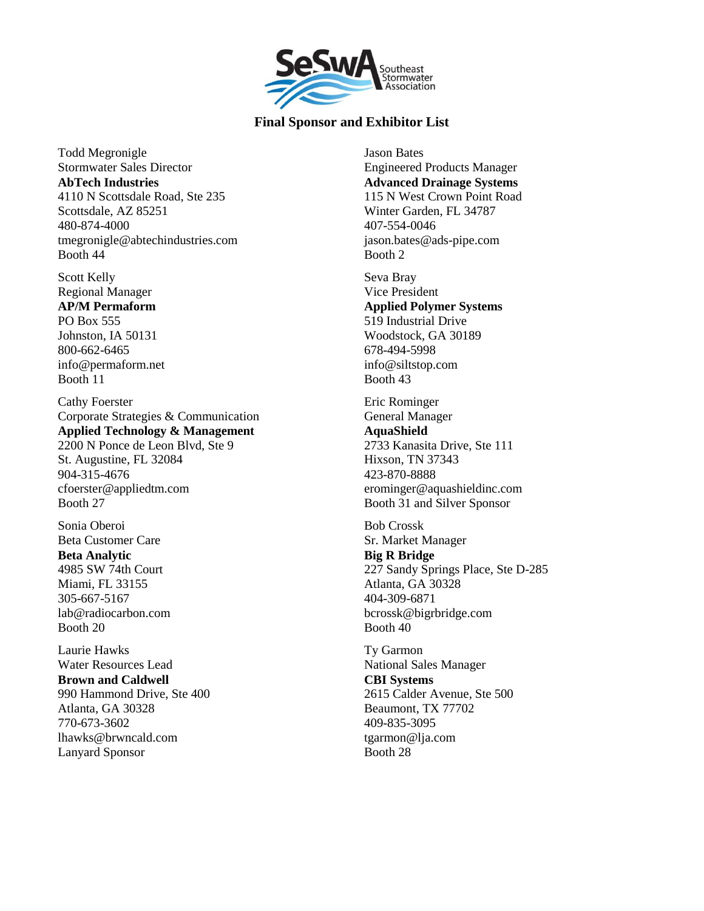# Final Sponsor and Exhibitor List

Todd Megronigle
Stormwater Sales Director
**AbTech Industries**
4110 N Scottsdale Road, Ste 235
Scottsdale, AZ 85251
480-874-4000
tmegronigle@abtechindustries.com
Booth 44

Scott Kelly
Regional Manager
**AP/M Permaform**
PO Box 555
Johnston, IA 50131
800-662-6465
info@permaform.net
Booth 11

Cathy Foerster
Corporate Strategies & Communication
**Applied Technology & Management**
2200 N Ponce de Leon Blvd, Ste 9
St. Augustine, FL 32084
904-315-4676
cfoerster@appliedtm.com
Booth 27

Sonia Oberoi
Beta Customer Care
**Beta Analytic**
4985 SW 74th Court
Miami, FL 33155
305-667-5167
lab@radiocarbon.com
Booth 20

Laurie Hawks
Water Resources Lead
**Brown and Caldwell**
990 Hammond Drive, Ste 400
Atlanta, GA 30328
770-673-3602
lhawks@brwncald.com
Lanyard Sponsor

Jason Bates
Engineered Products Manager
**Advanced Drainage Systems**
115 N West Crown Point Road
Winter Garden, FL 34787
407-554-0046
jason.bates@ads-pipe.com
Booth 2

Seva Bray
Vice President
**Applied Polymer Systems**
519 Industrial Drive
Woodstock, GA 30189
678-494-5998
info@siltstop.com
Booth 43

Eric Rominger
General Manager
**AquaShield**
2733 Kanasita Drive, Ste 111
Hixson, TN 37343
423-870-8888
erominger@aquashieldinc.com
Booth 31 and Silver Sponsor

Bob Crossk
Sr. Market Manager
**Big R Bridge**
227 Sandy Springs Place, Ste D-285
Atlanta, GA 30328
404-309-6871
bcrossk@bigrbridge.com
Booth 40

Ty Garmon
National Sales Manager
**CBI Systems**
2615 Calder Avenue, Ste 500
Beaumont, TX 77702
409-835-3095
tgarmon@lja.com
Booth 28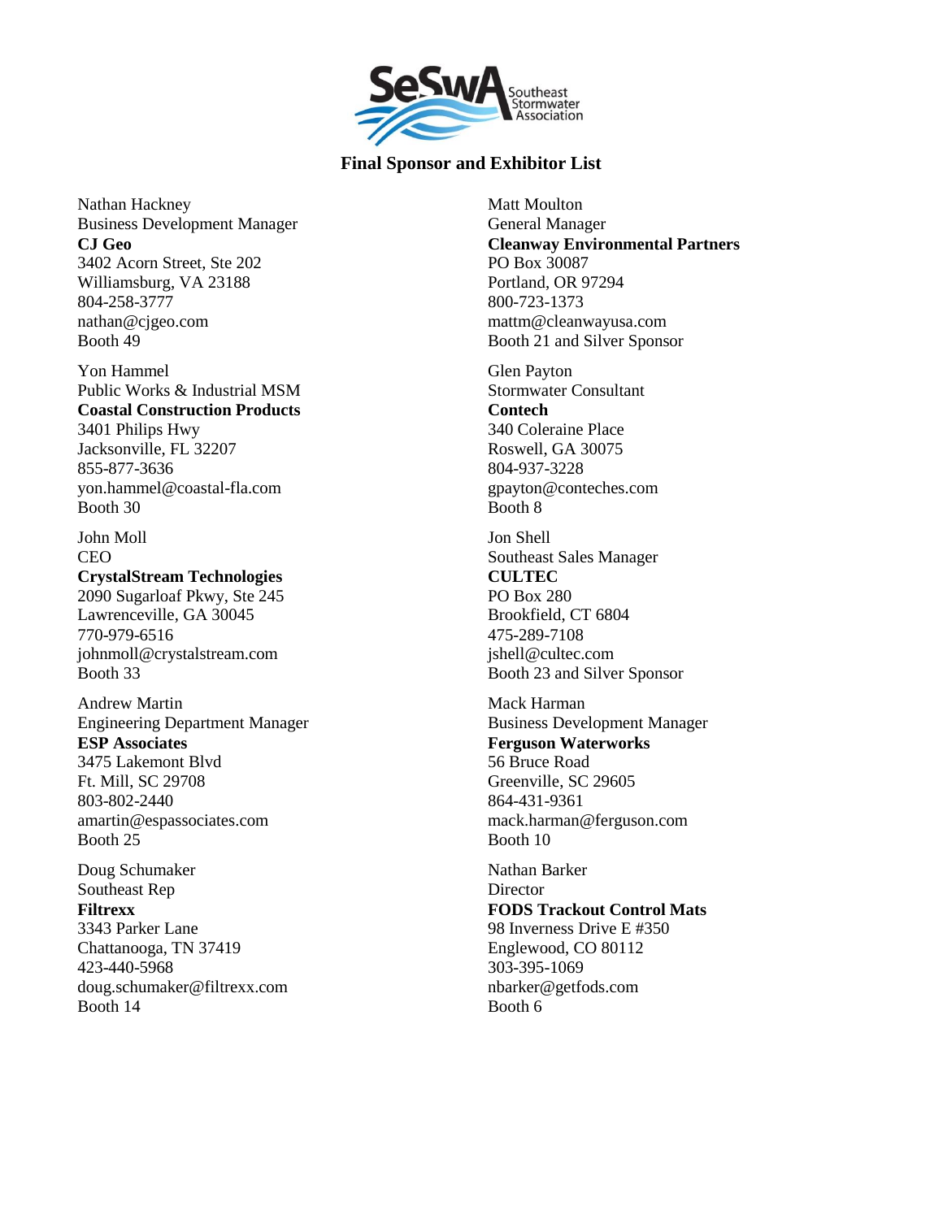# Final Sponsor and Exhibitor List

Nathan Hackney
Business Development Manager
**CJ Geo**
3402 Acorn Street, Ste 202
Williamsburg, VA 23188
804-258-3777
nathan@cjgeo.com
Booth 49

Yon Hammel
Public Works & Industrial MSM
**Coastal Construction Products**
3401 Philips Hwy
Jacksonville, FL 32207
855-877-3636
yon.hammel@coastal-fla.com
Booth 30

John Moll
CEO
**CrystalStream Technologies**
2090 Sugarloaf Pkwy, Ste 245
Lawrenceville, GA 30045
770-979-6516
johnmoll@crystalstream.com
Booth 33

Andrew Martin
Engineering Department Manager
**ESP Associates**
3475 Lakemont Blvd
Ft. Mill, SC 29708
803-802-2440
amartin@espassociates.com
Booth 25

Doug Schumaker
Southeast Rep
**Filtrexx**
3343 Parker Lane
Chattanooga, TN 37419
423-440-5968
doug.schumaker@filtrexx.com
Booth 14

Matt Moulton
General Manager
**Cleanway Environmental Partners**
PO Box 30087
Portland, OR 97294
800-723-1373
mattm@cleanwayusa.com
Booth 21 and Silver Sponsor

Glen Payton
Stormwater Consultant
**Contech**
340 Coleraine Place
Roswell, GA 30075
804-937-3228
gpayton@conteches.com
Booth 8

Jon Shell
Southeast Sales Manager
**CULTEC**
PO Box 280
Brookfield, CT 6804
475-289-7108
jshell@cultec.com
Booth 23 and Silver Sponsor

Mack Harman
Business Development Manager
**Ferguson Waterworks**
56 Bruce Road
Greenville, SC 29605
864-431-9361
mack.harman@ferguson.com
Booth 10

Nathan Barker
Director
**FODS Trackout Control Mats**
98 Inverness Drive E #350
Englewood, CO 80112
303-395-1069
nbarker@getfods.com
Booth 6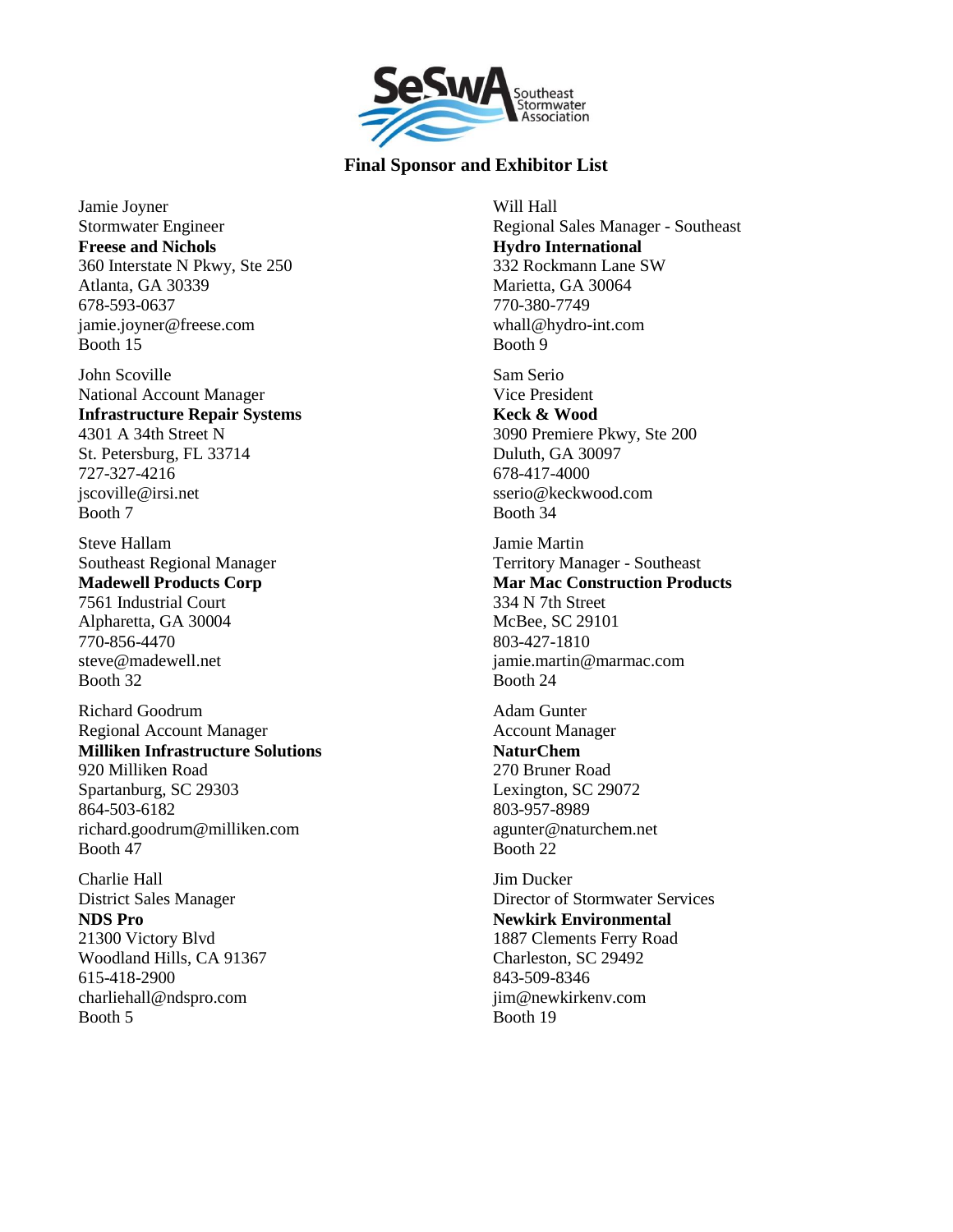## Final Sponsor and Exhibitor List

Jamie Joyner
Stormwater Engineer
**Freese and Nichols**
360 Interstate N Pkwy, Ste 250
Atlanta, GA 30339
678-593-0637
jamie.joyner@freese.com
Booth 15

John Scoville
National Account Manager
**Infrastructure Repair Systems**
4301 A 34th Street N
St. Petersburg, FL 33714
727-327-4216
jscoville@irsi.net
Booth 7

Steve Hallam
Southeast Regional Manager
**Madewell Products Corp**
7561 Industrial Court
Alpharetta, GA 30004
770-856-4470
steve@madewell.net
Booth 32

Richard Goodrum
Regional Account Manager
**Milliken Infrastructure Solutions**
920 Milliken Road
Spartanburg, SC 29303
864-503-6182
richard.goodrum@milliken.com
Booth 47

Charlie Hall
District Sales Manager
**NDS Pro**
21300 Victory Blvd
Woodland Hills, CA 91367
615-418-2900
charliehall@ndspro.com
Booth 5

Will Hall
Regional Sales Manager - Southeast
**Hydro International**
332 Rockmann Lane SW
Marietta, GA 30064
770-380-7749
whall@hydro-int.com
Booth 9

Sam Serio
Vice President
**Keck & Wood**
3090 Premiere Pkwy, Ste 200
Duluth, GA 30097
678-417-4000
sserio@keckwood.com
Booth 34

Jamie Martin
Territory Manager - Southeast
**Mar Mac Construction Products**
334 N 7th Street
McBee, SC 29101
803-427-1810
jamie.martin@marmac.com
Booth 24

Adam Gunter
Account Manager
**NaturChem**
270 Bruner Road
Lexington, SC 29072
803-957-8989
agunter@naturchem.net
Booth 22

Jim Ducker
Director of Stormwater Services
**Newkirk Environmental**
1887 Clements Ferry Road
Charleston, SC 29492
843-509-8346
jim@newkirkenv.com
Booth 19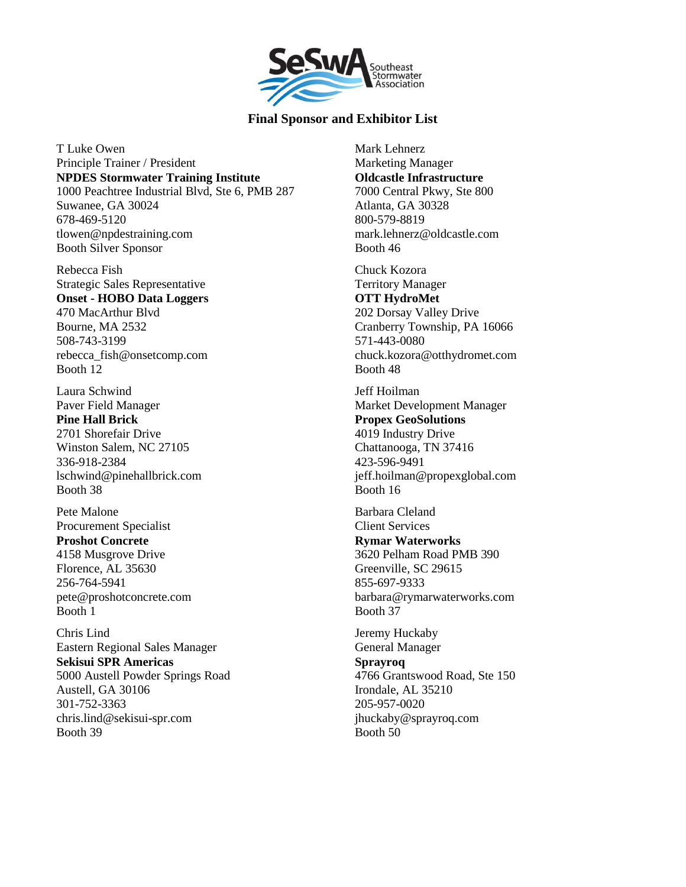## Final Sponsor and Exhibitor List

T Luke Owen
Principle Trainer / President
**NPDES Stormwater Training Institute**
1000 Peachtree Industrial Blvd, Ste 6, PMB 287
Suwanee, GA 30024
678-469-5120
tlowen@npdestraining.com
Booth Silver Sponsor

Rebecca Fish
Strategic Sales Representative
**Onset - HOBO Data Loggers**
470 MacArthur Blvd
Bourne, MA 2532
508-743-3199
rebecca_fish@onsetcomp.com
Booth 12

Laura Schwind
Paver Field Manager
**Pine Hall Brick**
2701 Shorefair Drive
Winston Salem, NC 27105
336-918-2384
lschwind@pinehallbrick.com
Booth 38

Pete Malone
Procurement Specialist
**Proshot Concrete**
4158 Musgrove Drive
Florence, AL 35630
256-764-5941
pete@proshotconcrete.com
Booth 1

Chris Lind
Eastern Regional Sales Manager
**Sekisui SPR Americas**
5000 Austell Powder Springs Road
Austell, GA 30106
301-752-3363
chris.lind@sekisui-spr.com
Booth 39

Mark Lehnerz
Marketing Manager
**Oldcastle Infrastructure**
7000 Central Pkwy, Ste 800
Atlanta, GA 30328
800-579-8819
mark.lehnerz@oldcastle.com
Booth 46

Chuck Kozora
Territory Manager
**OTT HydroMet**
202 Dorsay Valley Drive
Cranberry Township, PA 16066
571-443-0080
chuck.kozora@otthydromet.com
Booth 48

Jeff Hoilman
Market Development Manager
**Propex GeoSolutions**
4019 Industry Drive
Chattanooga, TN 37416
423-596-9491
jeff.hoilman@propexglobal.com
Booth 16

Barbara Cleland
Client Services
**Rymar Waterworks**
3620 Pelham Road PMB 390
Greenville, SC 29615
855-697-9333
barbara@rymarwaterworks.com
Booth 37

Jeremy Huckaby
General Manager
**Sprayroq**
4766 Grantswood Road, Ste 150
Irondale, AL 35210
205-957-0020
jhuckaby@sprayroq.com
Booth 50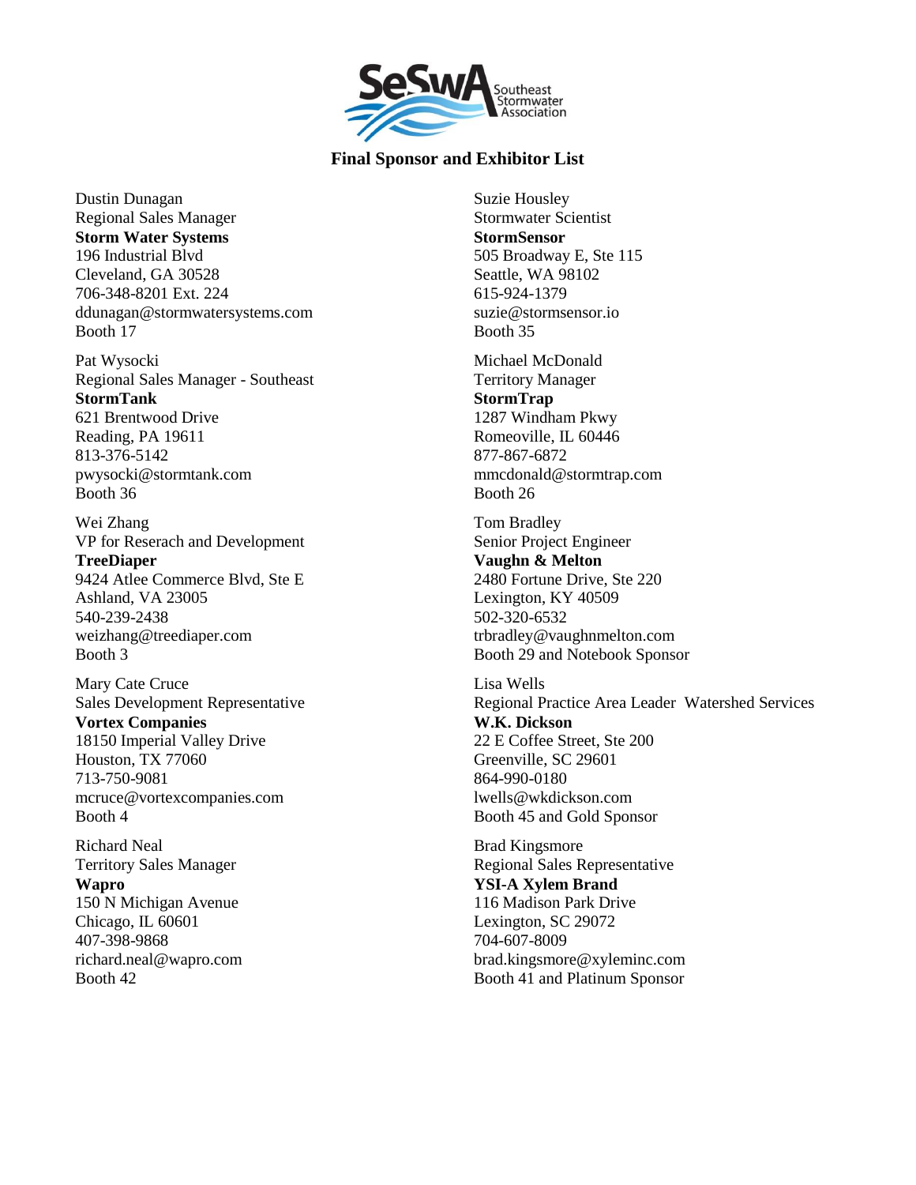SeSwA Southeast Stormwater Association

**Final Sponsor and Exhibitor List**

Dustin Dunagan
Regional Sales Manager
**Storm Water Systems**
196 Industrial Blvd
Cleveland, GA 30528
706-348-8201 Ext. 224
ddunagan@stormwatersystems.com
Booth 17

Pat Wysocki
Regional Sales Manager - Southeast
**StormTank**
621 Brentwood Drive
Reading, PA 19611
813-376-5142
pwysocki@stormtank.com
Booth 36

Wei Zhang
VP for Reserach and Development
**TreeDiaper**
9424 Atlee Commerce Blvd, Ste E
Ashland, VA 23005
540-239-2438
weizhang@treediaper.com
Booth 3

Mary Cate Cruce
Sales Development Representative
**Vortex Companies**
18150 Imperial Valley Drive
Houston, TX 77060
713-750-9081
mcruce@vortexcompanies.com
Booth 4

Richard Neal
Territory Sales Manager
**Wapro**
150 N Michigan Avenue
Chicago, IL 60601
407-398-9868
richard.neal@wapro.com
Booth 42

Suzie Housley
Stormwater Scientist
**StormSensor**
505 Broadway E, Ste 115
Seattle, WA 98102
615-924-1379
suzie@stormsensor.io
Booth 35

Michael McDonald
Territory Manager
**StormTrap**
1287 Windham Pkwy
Romeoville, IL 60446
877-867-6872
mmcdonald@stormtrap.com
Booth 26

Tom Bradley
Senior Project Engineer
**Vaughn & Melton**
2480 Fortune Drive, Ste 220
Lexington, KY 40509
502-320-6532
trbradley@vaughnmelton.com
Booth 29 and Notebook Sponsor

Lisa Wells
Regional Practice Area Leader Watershed Services
**W.K. Dickson**
22 E Coffee Street, Ste 200
Greenville, SC 29601
864-990-0180
lwells@wkdickson.com
Booth 45 and Gold Sponsor

Brad Kingsmore
Regional Sales Representative
**YSI-A Xylem Brand**
116 Madison Park Drive
Lexington, SC 29072
704-607-8009
brad.kingsmore@xyleminc.com
Booth 41 and Platinum Sponsor